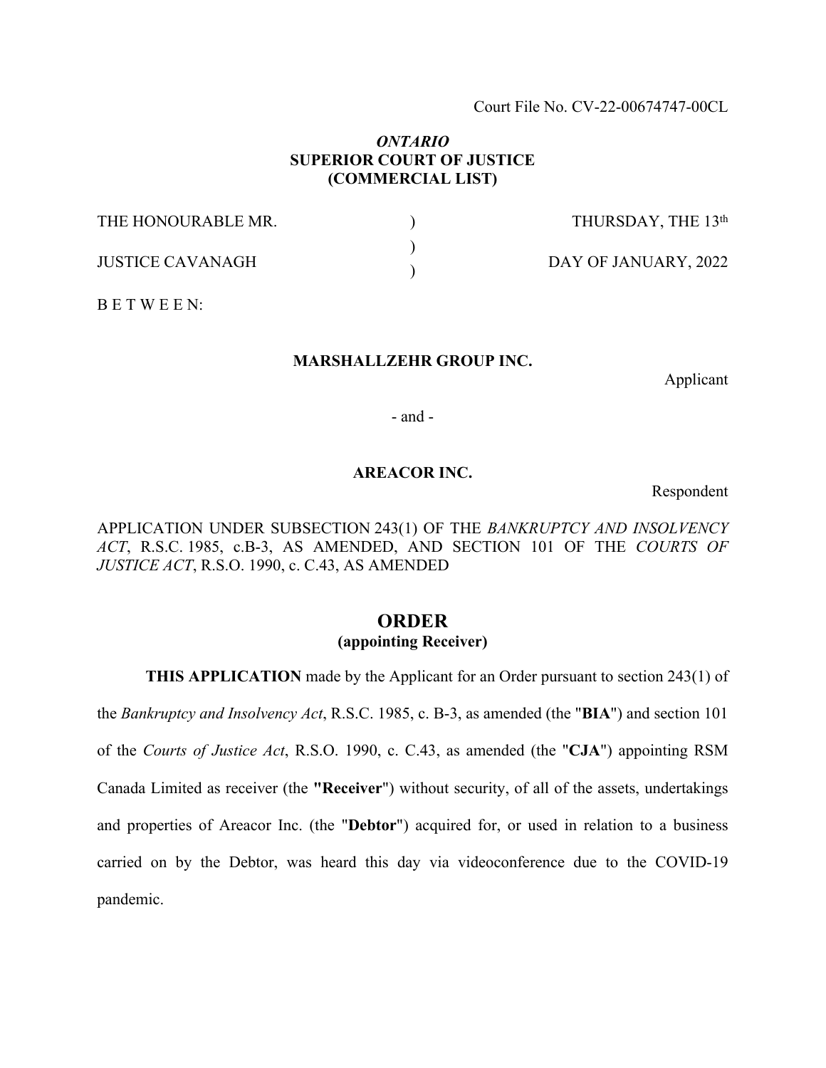Court File No. CV-22-00674747-00CL

***ONTARIO***
**SUPERIOR COURT OF JUSTICE**
**(COMMERCIAL LIST)**

| THE HONOURABLE MR. | ) | THURSDAY, THE 13th |
|---|---|---|
| | ) | |
| JUSTICE CAVANAGH | ) | DAY OF JANUARY, 2022 |

B E T W E E N:

**MARSHALLZEHR GROUP INC.**

Applicant

\- and -

**AREACOR INC.**

Respondent

APPLICATION UNDER SUBSECTION 243(1) OF THE *BANKRUPTCY AND INSOLVENCY ACT*, R.S.C. 1985, c.B-3, AS AMENDED, AND SECTION 101 OF THE *COURTS OF JUSTICE ACT*, R.S.O. 1990, c. C.43, AS AMENDED

# ORDER
## (appointing Receiver)

**THIS APPLICATION** made by the Applicant for an Order pursuant to section 243(1) of the *Bankruptcy and Insolvency Act*, R.S.C. 1985, c. B-3, as amended (the "**BIA**") and section 101 of the *Courts of Justice Act*, R.S.O. 1990, c. C.43, as amended (the "**CJA**") appointing RSM Canada Limited as receiver (the **"Receiver**") without security, of all of the assets, undertakings and properties of Areacor Inc. (the "**Debtor**") acquired for, or used in relation to a business carried on by the Debtor, was heard this day via videoconference due to the COVID-19 pandemic.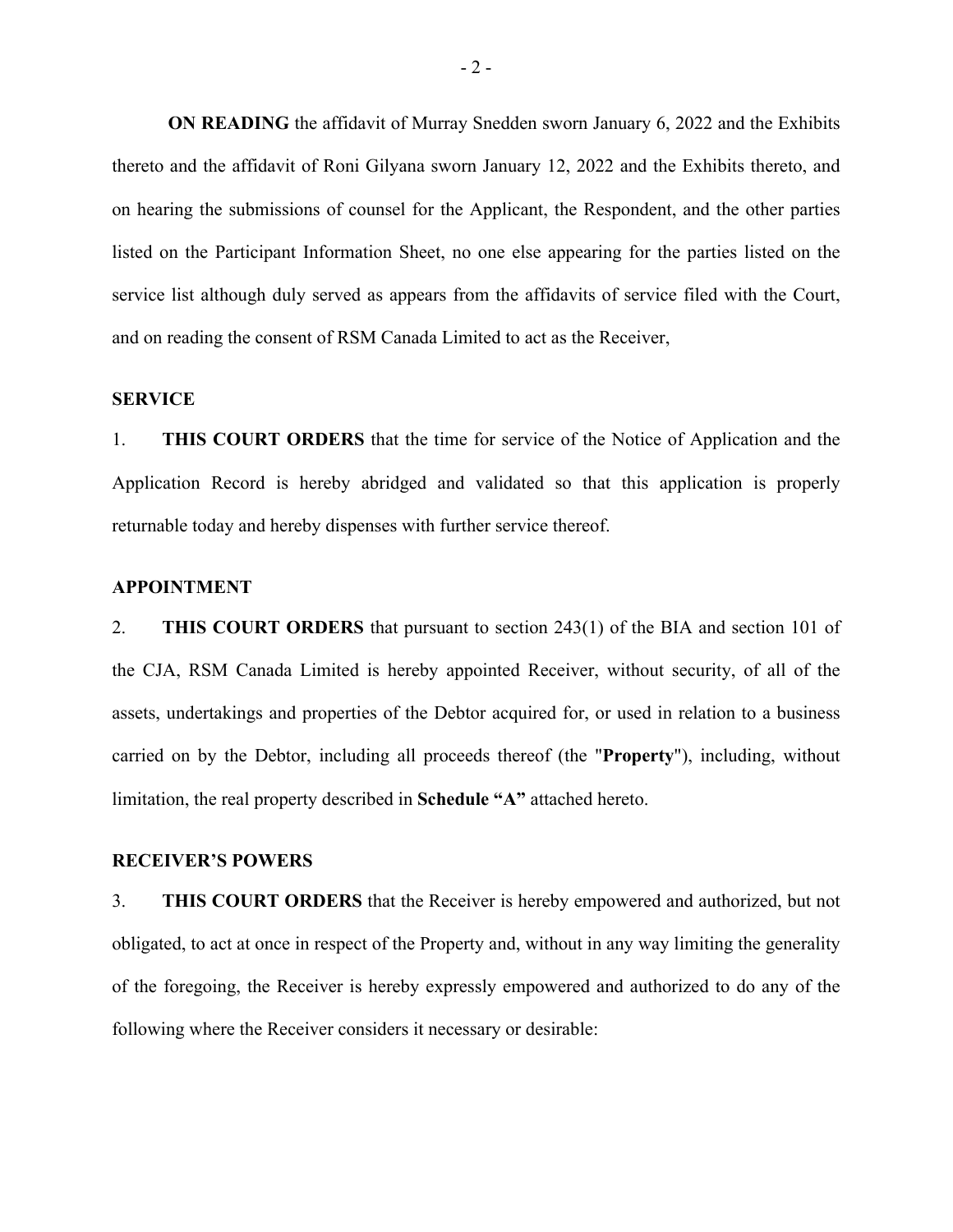**ON READING** the affidavit of Murray Snedden sworn January 6, 2022 and the Exhibits thereto and the affidavit of Roni Gilyana sworn January 12, 2022 and the Exhibits thereto, and on hearing the submissions of counsel for the Applicant, the Respondent, and the other parties listed on the Participant Information Sheet, no one else appearing for the parties listed on the service list although duly served as appears from the affidavits of service filed with the Court, and on reading the consent of RSM Canada Limited to act as the Receiver,

## SERVICE

1. **THIS COURT ORDERS** that the time for service of the Notice of Application and the Application Record is hereby abridged and validated so that this application is properly returnable today and hereby dispenses with further service thereof.

## APPOINTMENT

2. **THIS COURT ORDERS** that pursuant to section 243(1) of the BIA and section 101 of the CJA, RSM Canada Limited is hereby appointed Receiver, without security, of all of the assets, undertakings and properties of the Debtor acquired for, or used in relation to a business carried on by the Debtor, including all proceeds thereof (the "**Property**"), including, without limitation, the real property described in **Schedule "A"** attached hereto.

## RECEIVER'S POWERS

3. **THIS COURT ORDERS** that the Receiver is hereby empowered and authorized, but not obligated, to act at once in respect of the Property and, without in any way limiting the generality of the foregoing, the Receiver is hereby expressly empowered and authorized to do any of the following where the Receiver considers it necessary or desirable: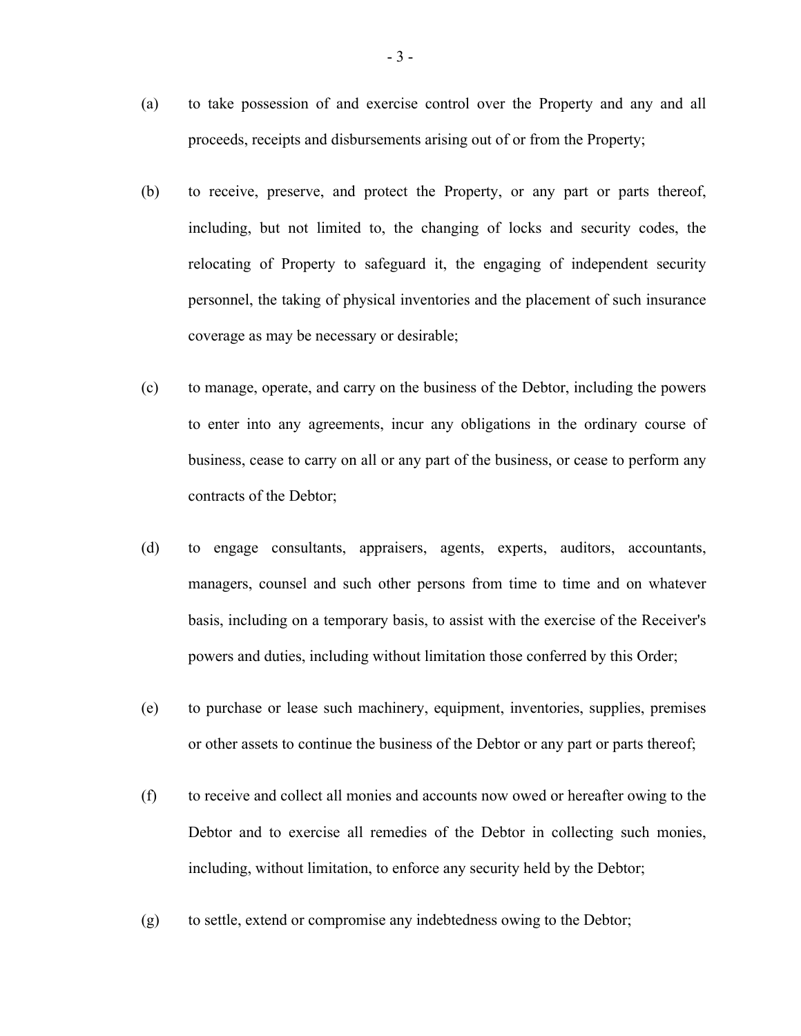(a) to take possession of and exercise control over the Property and any and all proceeds, receipts and disbursements arising out of or from the Property;

(b) to receive, preserve, and protect the Property, or any part or parts thereof, including, but not limited to, the changing of locks and security codes, the relocating of Property to safeguard it, the engaging of independent security personnel, the taking of physical inventories and the placement of such insurance coverage as may be necessary or desirable;

(c) to manage, operate, and carry on the business of the Debtor, including the powers to enter into any agreements, incur any obligations in the ordinary course of business, cease to carry on all or any part of the business, or cease to perform any contracts of the Debtor;

(d) to engage consultants, appraisers, agents, experts, auditors, accountants, managers, counsel and such other persons from time to time and on whatever basis, including on a temporary basis, to assist with the exercise of the Receiver's powers and duties, including without limitation those conferred by this Order;

(e) to purchase or lease such machinery, equipment, inventories, supplies, premises or other assets to continue the business of the Debtor or any part or parts thereof;

(f) to receive and collect all monies and accounts now owed or hereafter owing to the Debtor and to exercise all remedies of the Debtor in collecting such monies, including, without limitation, to enforce any security held by the Debtor;

(g) to settle, extend or compromise any indebtedness owing to the Debtor;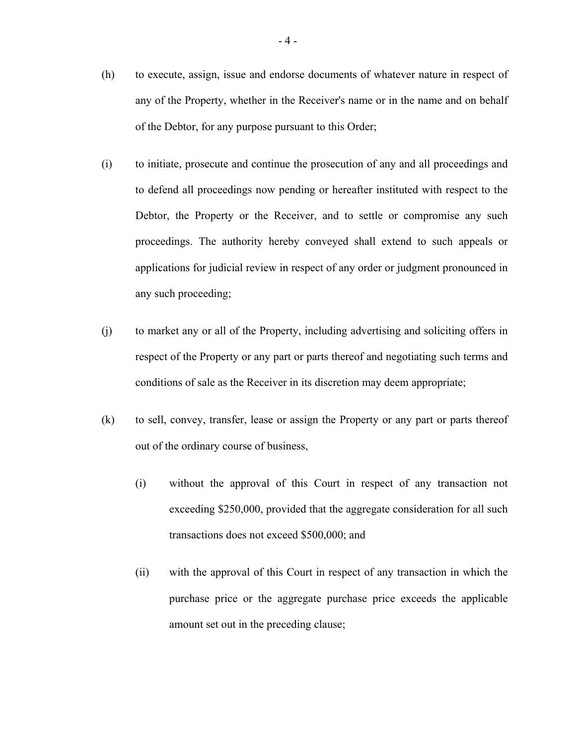(h) to execute, assign, issue and endorse documents of whatever nature in respect of any of the Property, whether in the Receiver's name or in the name and on behalf of the Debtor, for any purpose pursuant to this Order;

(i) to initiate, prosecute and continue the prosecution of any and all proceedings and to defend all proceedings now pending or hereafter instituted with respect to the Debtor, the Property or the Receiver, and to settle or compromise any such proceedings. The authority hereby conveyed shall extend to such appeals or applications for judicial review in respect of any order or judgment pronounced in any such proceeding;

(j) to market any or all of the Property, including advertising and soliciting offers in respect of the Property or any part or parts thereof and negotiating such terms and conditions of sale as the Receiver in its discretion may deem appropriate;

(k) to sell, convey, transfer, lease or assign the Property or any part or parts thereof out of the ordinary course of business,

   (i) without the approval of this Court in respect of any transaction not exceeding $250,000, provided that the aggregate consideration for all such transactions does not exceed $500,000; and

   (ii) with the approval of this Court in respect of any transaction in which the purchase price or the aggregate purchase price exceeds the applicable amount set out in the preceding clause;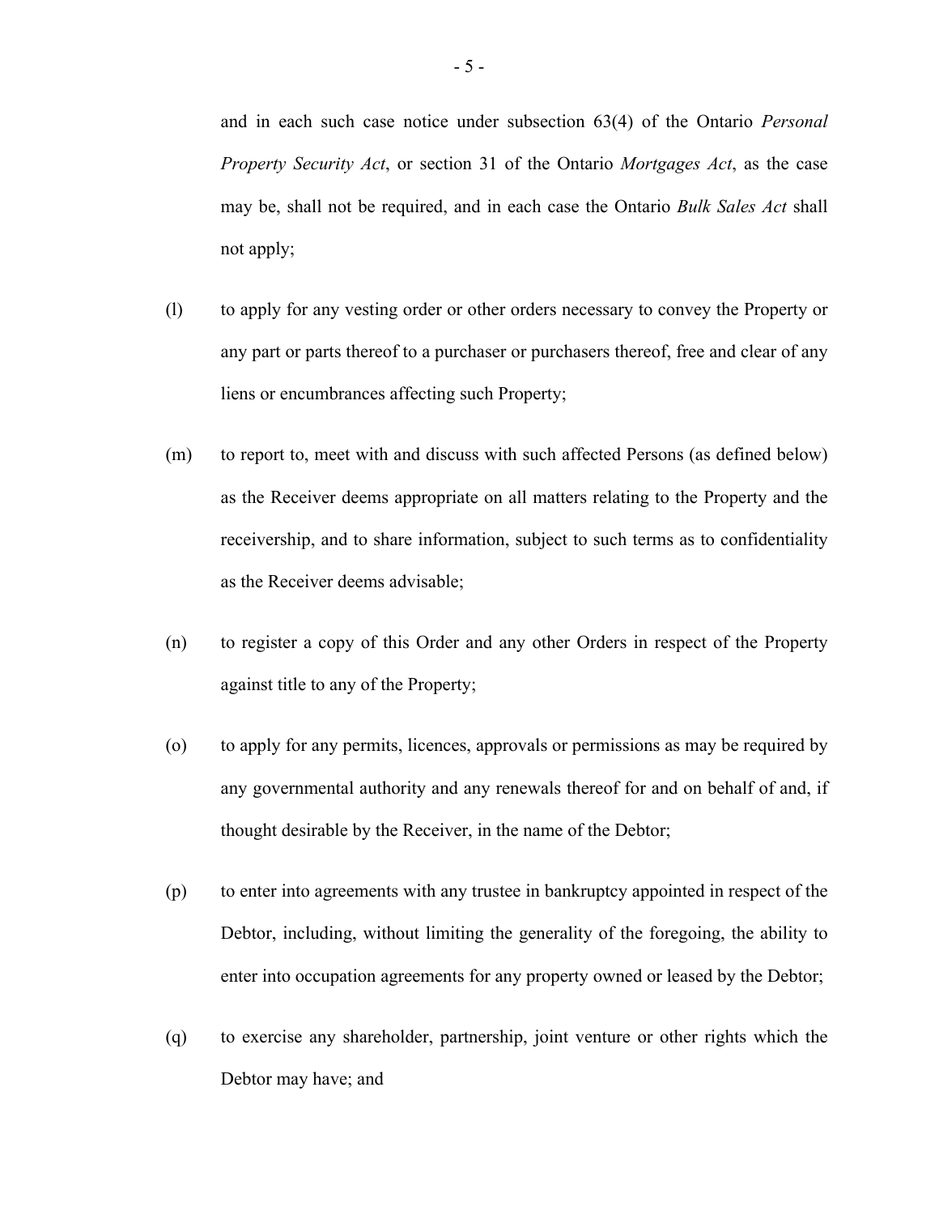and in each such case notice under subsection 63(4) of the Ontario *Personal Property Security Act*, or section 31 of the Ontario *Mortgages Act*, as the case may be, shall not be required, and in each case the Ontario *Bulk Sales Act* shall not apply;

(l) to apply for any vesting order or other orders necessary to convey the Property or any part or parts thereof to a purchaser or purchasers thereof, free and clear of any liens or encumbrances affecting such Property;

(m) to report to, meet with and discuss with such affected Persons (as defined below) as the Receiver deems appropriate on all matters relating to the Property and the receivership, and to share information, subject to such terms as to confidentiality as the Receiver deems advisable;

(n) to register a copy of this Order and any other Orders in respect of the Property against title to any of the Property;

(o) to apply for any permits, licences, approvals or permissions as may be required by any governmental authority and any renewals thereof for and on behalf of and, if thought desirable by the Receiver, in the name of the Debtor;

(p) to enter into agreements with any trustee in bankruptcy appointed in respect of the Debtor, including, without limiting the generality of the foregoing, the ability to enter into occupation agreements for any property owned or leased by the Debtor;

(q) to exercise any shareholder, partnership, joint venture or other rights which the Debtor may have; and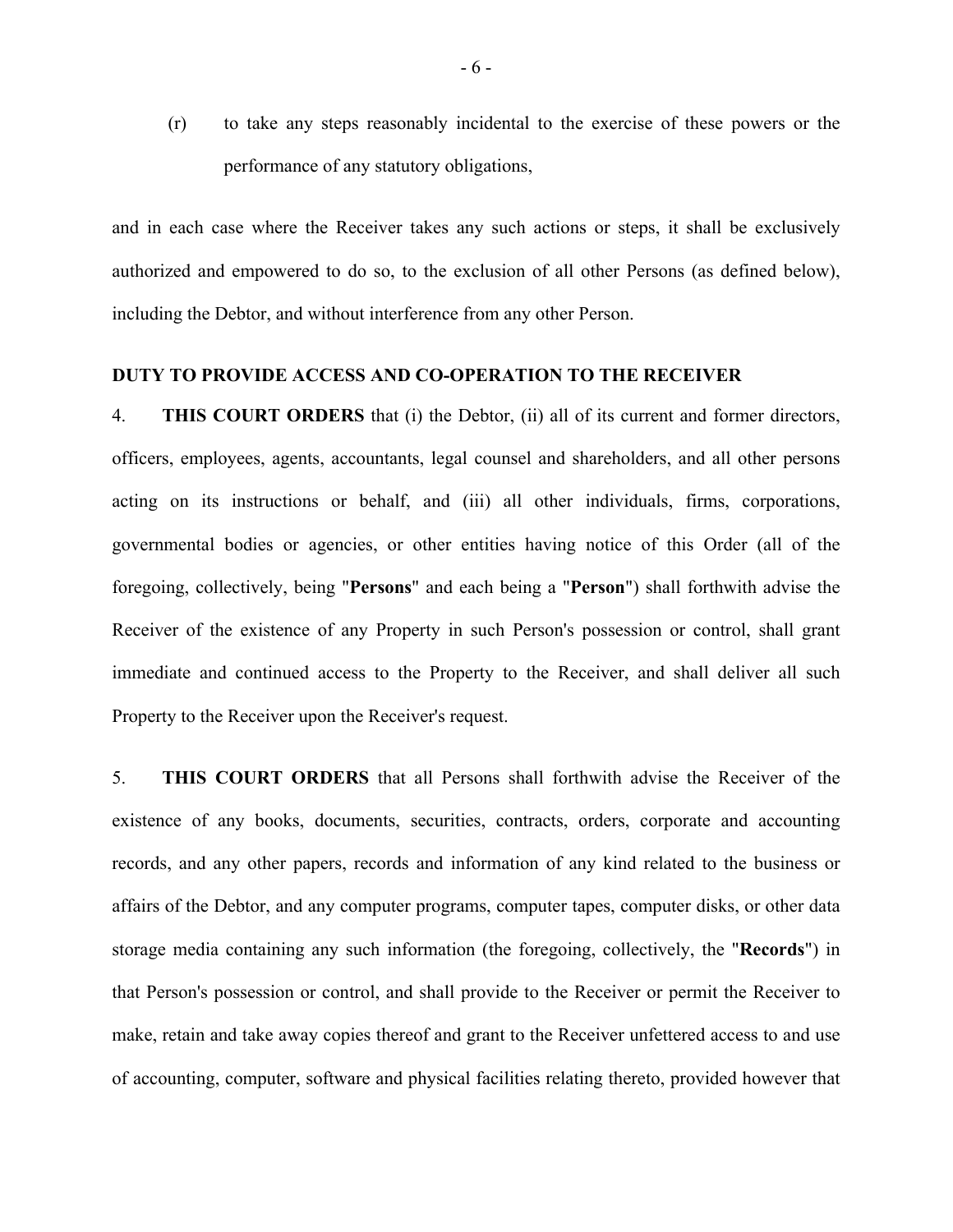(r) to take any steps reasonably incidental to the exercise of these powers or the performance of any statutory obligations,

and in each case where the Receiver takes any such actions or steps, it shall be exclusively authorized and empowered to do so, to the exclusion of all other Persons (as defined below), including the Debtor, and without interference from any other Person.

**DUTY TO PROVIDE ACCESS AND CO-OPERATION TO THE RECEIVER**

4. **THIS COURT ORDERS** that (i) the Debtor, (ii) all of its current and former directors, officers, employees, agents, accountants, legal counsel and shareholders, and all other persons acting on its instructions or behalf, and (iii) all other individuals, firms, corporations, governmental bodies or agencies, or other entities having notice of this Order (all of the foregoing, collectively, being "**Persons**" and each being a "**Person**") shall forthwith advise the Receiver of the existence of any Property in such Person's possession or control, shall grant immediate and continued access to the Property to the Receiver, and shall deliver all such Property to the Receiver upon the Receiver's request.

5. **THIS COURT ORDERS** that all Persons shall forthwith advise the Receiver of the existence of any books, documents, securities, contracts, orders, corporate and accounting records, and any other papers, records and information of any kind related to the business or affairs of the Debtor, and any computer programs, computer tapes, computer disks, or other data storage media containing any such information (the foregoing, collectively, the "**Records**") in that Person's possession or control, and shall provide to the Receiver or permit the Receiver to make, retain and take away copies thereof and grant to the Receiver unfettered access to and use of accounting, computer, software and physical facilities relating thereto, provided however that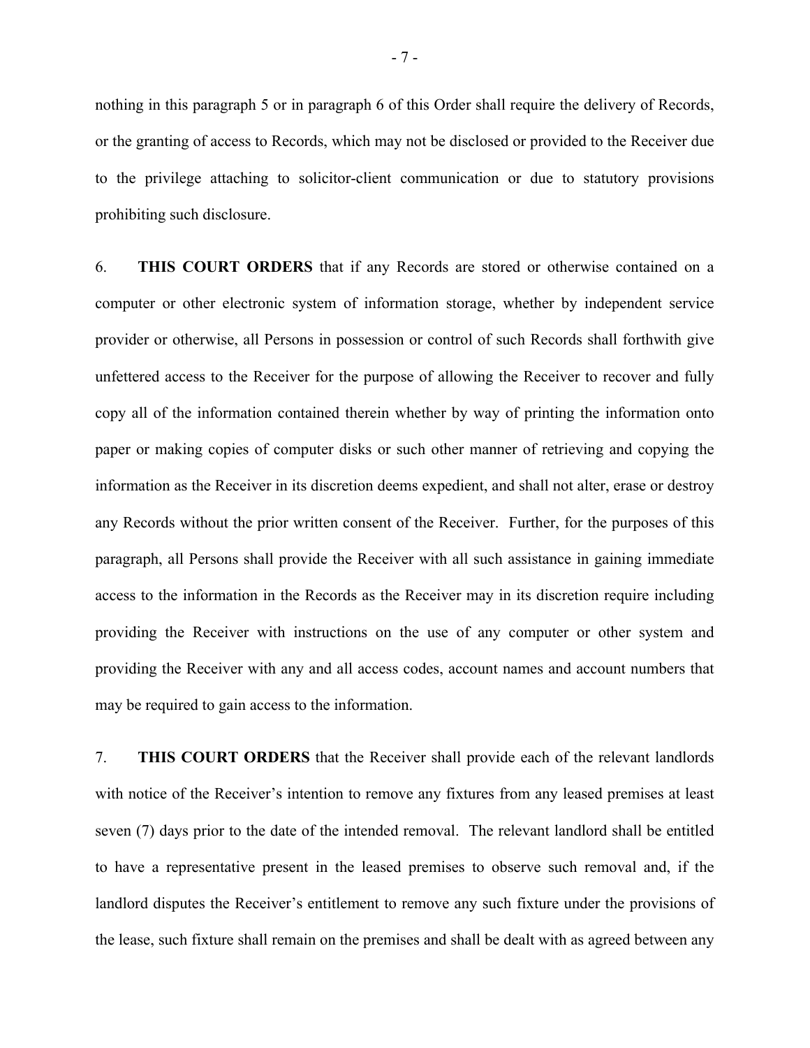nothing in this paragraph 5 or in paragraph 6 of this Order shall require the delivery of Records, or the granting of access to Records, which may not be disclosed or provided to the Receiver due to the privilege attaching to solicitor-client communication or due to statutory provisions prohibiting such disclosure.

6. **THIS COURT ORDERS** that if any Records are stored or otherwise contained on a computer or other electronic system of information storage, whether by independent service provider or otherwise, all Persons in possession or control of such Records shall forthwith give unfettered access to the Receiver for the purpose of allowing the Receiver to recover and fully copy all of the information contained therein whether by way of printing the information onto paper or making copies of computer disks or such other manner of retrieving and copying the information as the Receiver in its discretion deems expedient, and shall not alter, erase or destroy any Records without the prior written consent of the Receiver. Further, for the purposes of this paragraph, all Persons shall provide the Receiver with all such assistance in gaining immediate access to the information in the Records as the Receiver may in its discretion require including providing the Receiver with instructions on the use of any computer or other system and providing the Receiver with any and all access codes, account names and account numbers that may be required to gain access to the information.

7. **THIS COURT ORDERS** that the Receiver shall provide each of the relevant landlords with notice of the Receiver's intention to remove any fixtures from any leased premises at least seven (7) days prior to the date of the intended removal. The relevant landlord shall be entitled to have a representative present in the leased premises to observe such removal and, if the landlord disputes the Receiver's entitlement to remove any such fixture under the provisions of the lease, such fixture shall remain on the premises and shall be dealt with as agreed between any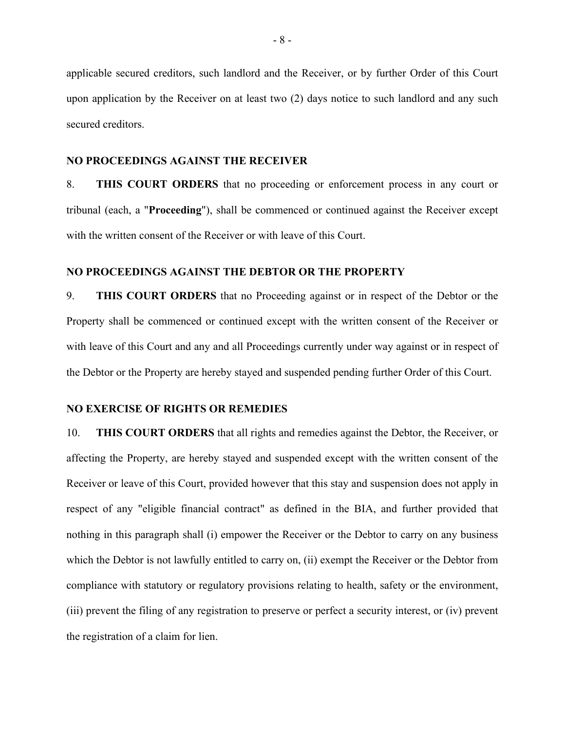applicable secured creditors, such landlord and the Receiver, or by further Order of this Court upon application by the Receiver on at least two (2) days notice to such landlord and any such secured creditors.

## NO PROCEEDINGS AGAINST THE RECEIVER

8. **THIS COURT ORDERS** that no proceeding or enforcement process in any court or tribunal (each, a "**Proceeding**"), shall be commenced or continued against the Receiver except with the written consent of the Receiver or with leave of this Court.

## NO PROCEEDINGS AGAINST THE DEBTOR OR THE PROPERTY

9. **THIS COURT ORDERS** that no Proceeding against or in respect of the Debtor or the Property shall be commenced or continued except with the written consent of the Receiver or with leave of this Court and any and all Proceedings currently under way against or in respect of the Debtor or the Property are hereby stayed and suspended pending further Order of this Court.

## NO EXERCISE OF RIGHTS OR REMEDIES

10. **THIS COURT ORDERS** that all rights and remedies against the Debtor, the Receiver, or affecting the Property, are hereby stayed and suspended except with the written consent of the Receiver or leave of this Court, provided however that this stay and suspension does not apply in respect of any "eligible financial contract" as defined in the BIA, and further provided that nothing in this paragraph shall (i) empower the Receiver or the Debtor to carry on any business which the Debtor is not lawfully entitled to carry on, (ii) exempt the Receiver or the Debtor from compliance with statutory or regulatory provisions relating to health, safety or the environment, (iii) prevent the filing of any registration to preserve or perfect a security interest, or (iv) prevent the registration of a claim for lien.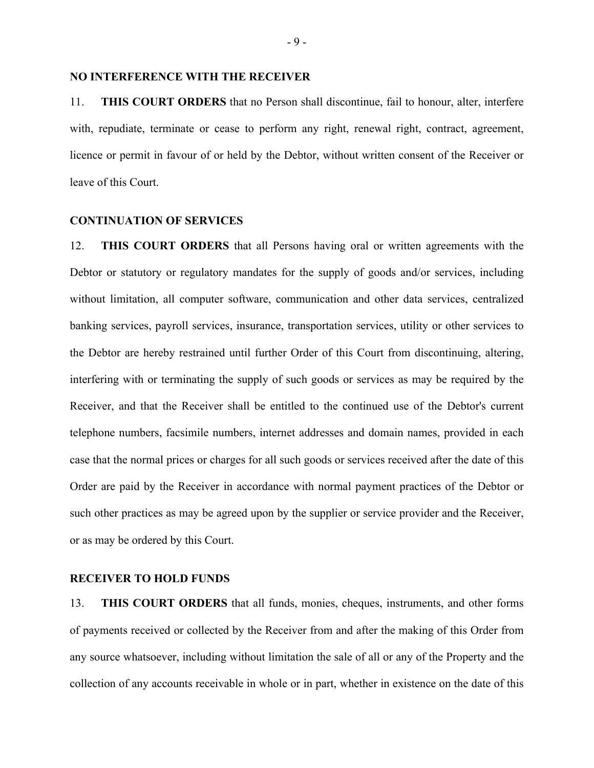**NO INTERFERENCE WITH THE RECEIVER**

11. **THIS COURT ORDERS** that no Person shall discontinue, fail to honour, alter, interfere with, repudiate, terminate or cease to perform any right, renewal right, contract, agreement, licence or permit in favour of or held by the Debtor, without written consent of the Receiver or leave of this Court.

**CONTINUATION OF SERVICES**

12. **THIS COURT ORDERS** that all Persons having oral or written agreements with the Debtor or statutory or regulatory mandates for the supply of goods and/or services, including without limitation, all computer software, communication and other data services, centralized banking services, payroll services, insurance, transportation services, utility or other services to the Debtor are hereby restrained until further Order of this Court from discontinuing, altering, interfering with or terminating the supply of such goods or services as may be required by the Receiver, and that the Receiver shall be entitled to the continued use of the Debtor's current telephone numbers, facsimile numbers, internet addresses and domain names, provided in each case that the normal prices or charges for all such goods or services received after the date of this Order are paid by the Receiver in accordance with normal payment practices of the Debtor or such other practices as may be agreed upon by the supplier or service provider and the Receiver, or as may be ordered by this Court.

**RECEIVER TO HOLD FUNDS**

13. **THIS COURT ORDERS** that all funds, monies, cheques, instruments, and other forms of payments received or collected by the Receiver from and after the making of this Order from any source whatsoever, including without limitation the sale of all or any of the Property and the collection of any accounts receivable in whole or in part, whether in existence on the date of this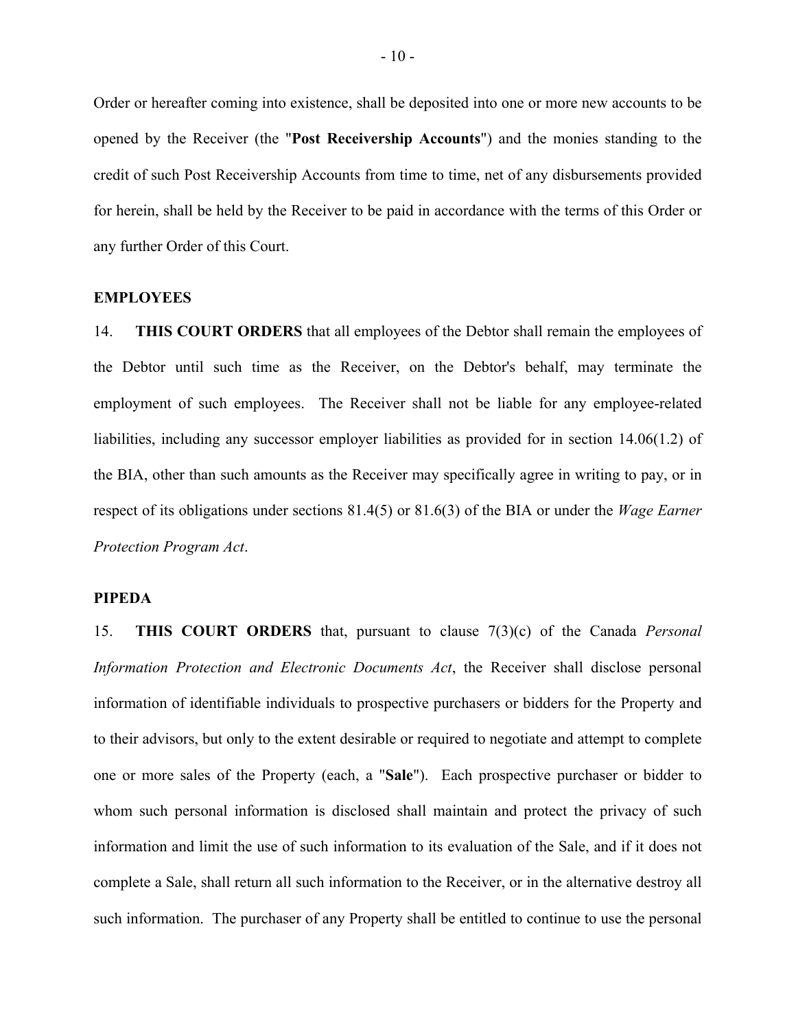Order or hereafter coming into existence, shall be deposited into one or more new accounts to be opened by the Receiver (the "**Post Receivership Accounts**") and the monies standing to the credit of such Post Receivership Accounts from time to time, net of any disbursements provided for herein, shall be held by the Receiver to be paid in accordance with the terms of this Order or any further Order of this Court.

**EMPLOYEES**

14. **THIS COURT ORDERS** that all employees of the Debtor shall remain the employees of the Debtor until such time as the Receiver, on the Debtor's behalf, may terminate the employment of such employees. The Receiver shall not be liable for any employee-related liabilities, including any successor employer liabilities as provided for in section 14.06(1.2) of the BIA, other than such amounts as the Receiver may specifically agree in writing to pay, or in respect of its obligations under sections 81.4(5) or 81.6(3) of the BIA or under the *Wage Earner Protection Program Act*.

**PIPEDA**

15. **THIS COURT ORDERS** that, pursuant to clause 7(3)(c) of the Canada *Personal Information Protection and Electronic Documents Act*, the Receiver shall disclose personal information of identifiable individuals to prospective purchasers or bidders for the Property and to their advisors, but only to the extent desirable or required to negotiate and attempt to complete one or more sales of the Property (each, a "**Sale**"). Each prospective purchaser or bidder to whom such personal information is disclosed shall maintain and protect the privacy of such information and limit the use of such information to its evaluation of the Sale, and if it does not complete a Sale, shall return all such information to the Receiver, or in the alternative destroy all such information. The purchaser of any Property shall be entitled to continue to use the personal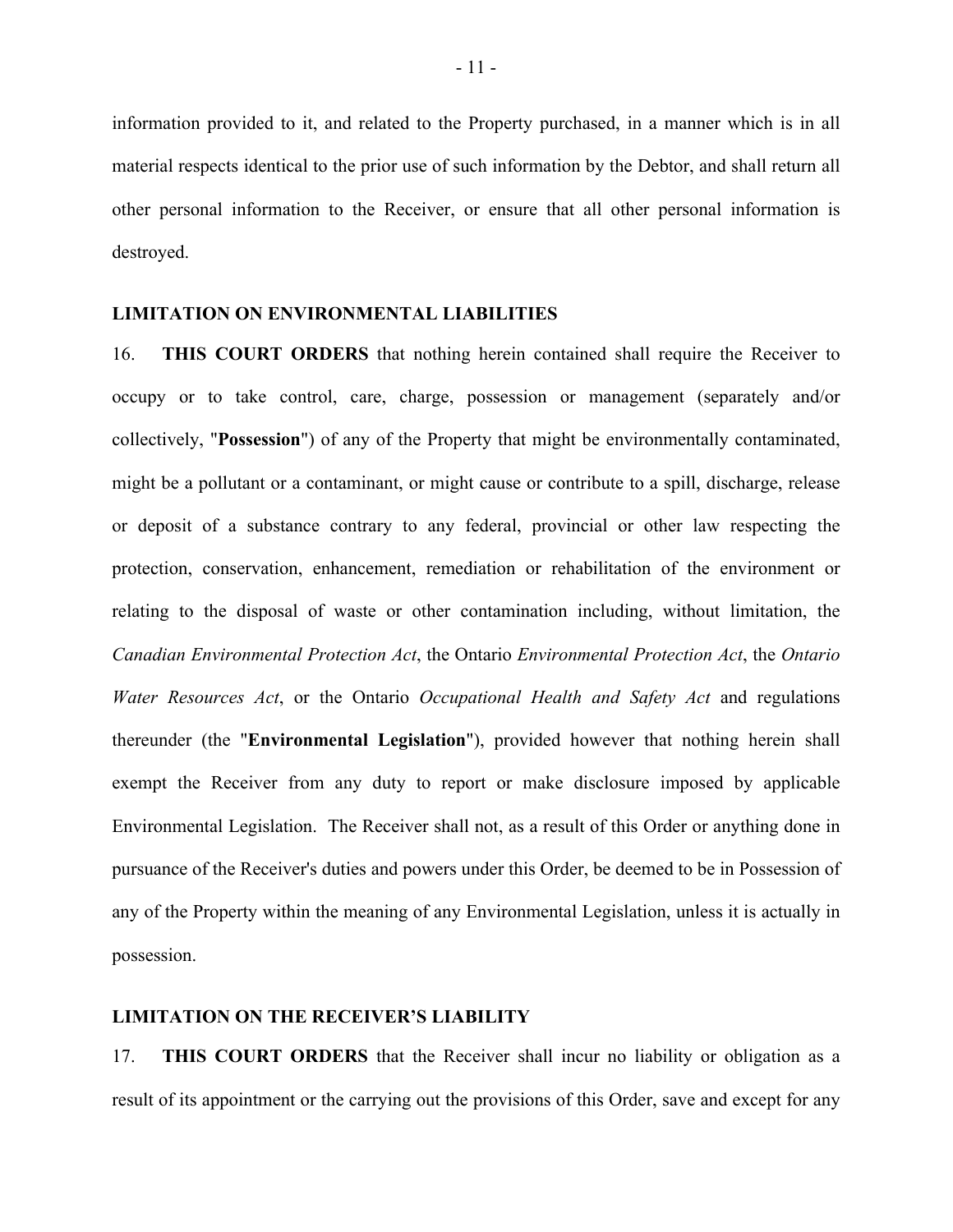information provided to it, and related to the Property purchased, in a manner which is in all material respects identical to the prior use of such information by the Debtor, and shall return all other personal information to the Receiver, or ensure that all other personal information is destroyed.

**LIMITATION ON ENVIRONMENTAL LIABILITIES**

16. **THIS COURT ORDERS** that nothing herein contained shall require the Receiver to occupy or to take control, care, charge, possession or management (separately and/or collectively, "**Possession**") of any of the Property that might be environmentally contaminated, might be a pollutant or a contaminant, or might cause or contribute to a spill, discharge, release or deposit of a substance contrary to any federal, provincial or other law respecting the protection, conservation, enhancement, remediation or rehabilitation of the environment or relating to the disposal of waste or other contamination including, without limitation, the *Canadian Environmental Protection Act*, the Ontario *Environmental Protection Act*, the *Ontario Water Resources Act*, or the Ontario *Occupational Health and Safety Act* and regulations thereunder (the "**Environmental Legislation**"), provided however that nothing herein shall exempt the Receiver from any duty to report or make disclosure imposed by applicable Environmental Legislation. The Receiver shall not, as a result of this Order or anything done in pursuance of the Receiver's duties and powers under this Order, be deemed to be in Possession of any of the Property within the meaning of any Environmental Legislation, unless it is actually in possession.

**LIMITATION ON THE RECEIVER'S LIABILITY**

17. **THIS COURT ORDERS** that the Receiver shall incur no liability or obligation as a result of its appointment or the carrying out the provisions of this Order, save and except for any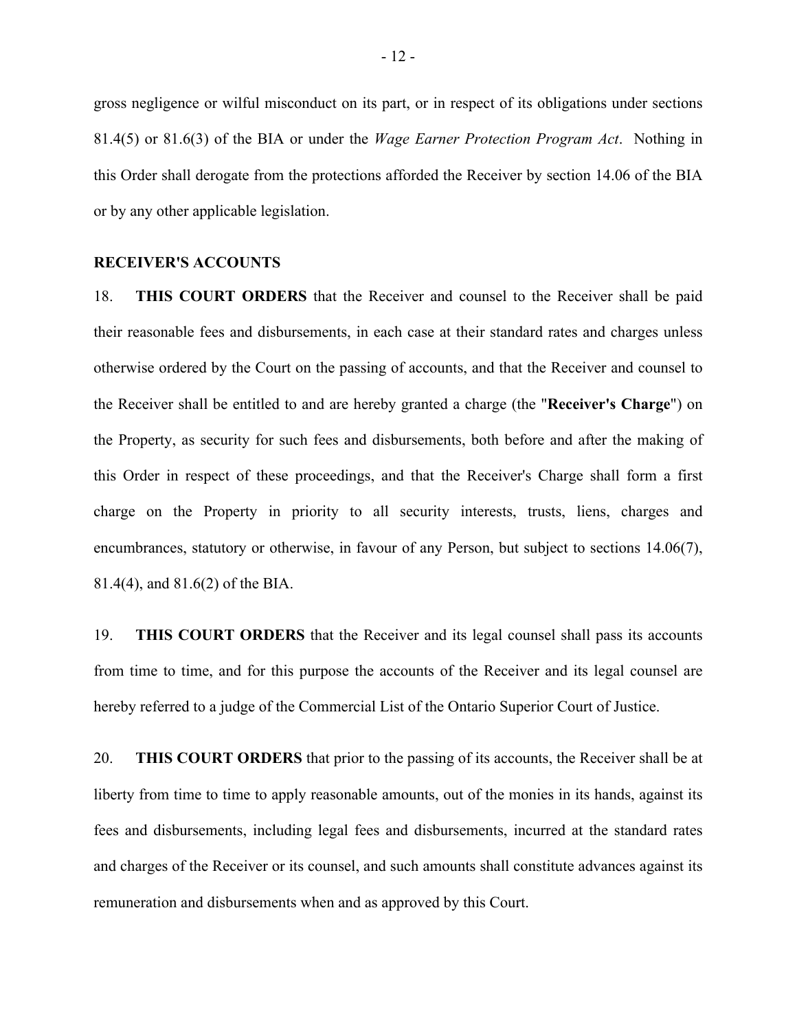gross negligence or wilful misconduct on its part, or in respect of its obligations under sections 81.4(5) or 81.6(3) of the BIA or under the *Wage Earner Protection Program Act*. Nothing in this Order shall derogate from the protections afforded the Receiver by section 14.06 of the BIA or by any other applicable legislation.

**RECEIVER'S ACCOUNTS**

18. **THIS COURT ORDERS** that the Receiver and counsel to the Receiver shall be paid their reasonable fees and disbursements, in each case at their standard rates and charges unless otherwise ordered by the Court on the passing of accounts, and that the Receiver and counsel to the Receiver shall be entitled to and are hereby granted a charge (the "**Receiver's Charge**") on the Property, as security for such fees and disbursements, both before and after the making of this Order in respect of these proceedings, and that the Receiver's Charge shall form a first charge on the Property in priority to all security interests, trusts, liens, charges and encumbrances, statutory or otherwise, in favour of any Person, but subject to sections 14.06(7), 81.4(4), and 81.6(2) of the BIA.

19. **THIS COURT ORDERS** that the Receiver and its legal counsel shall pass its accounts from time to time, and for this purpose the accounts of the Receiver and its legal counsel are hereby referred to a judge of the Commercial List of the Ontario Superior Court of Justice.

20. **THIS COURT ORDERS** that prior to the passing of its accounts, the Receiver shall be at liberty from time to time to apply reasonable amounts, out of the monies in its hands, against its fees and disbursements, including legal fees and disbursements, incurred at the standard rates and charges of the Receiver or its counsel, and such amounts shall constitute advances against its remuneration and disbursements when and as approved by this Court.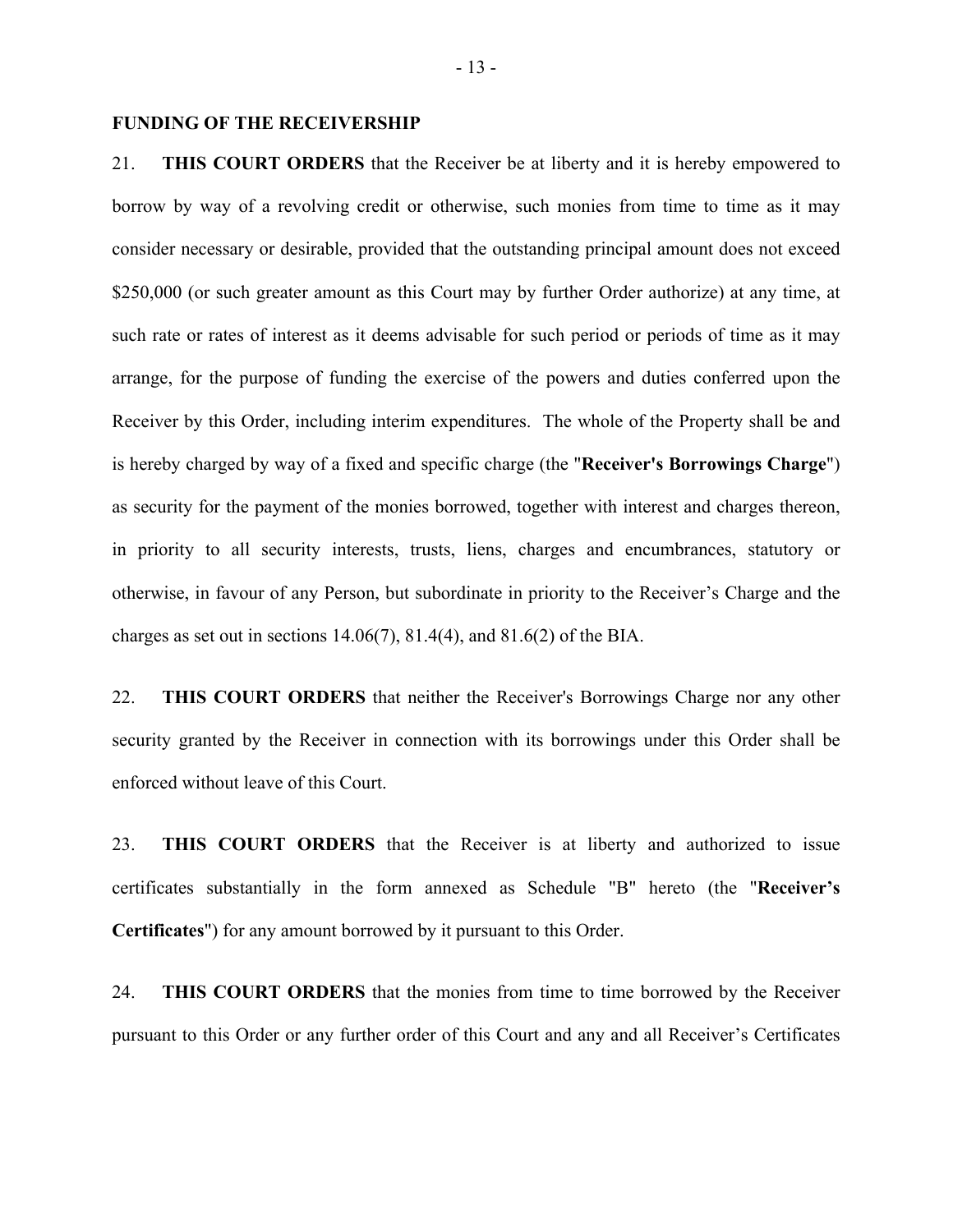**FUNDING OF THE RECEIVERSHIP**

21. **THIS COURT ORDERS** that the Receiver be at liberty and it is hereby empowered to borrow by way of a revolving credit or otherwise, such monies from time to time as it may consider necessary or desirable, provided that the outstanding principal amount does not exceed $250,000 (or such greater amount as this Court may by further Order authorize) at any time, at such rate or rates of interest as it deems advisable for such period or periods of time as it may arrange, for the purpose of funding the exercise of the powers and duties conferred upon the Receiver by this Order, including interim expenditures. The whole of the Property shall be and is hereby charged by way of a fixed and specific charge (the "**Receiver's Borrowings Charge**") as security for the payment of the monies borrowed, together with interest and charges thereon, in priority to all security interests, trusts, liens, charges and encumbrances, statutory or otherwise, in favour of any Person, but subordinate in priority to the Receiver's Charge and the charges as set out in sections 14.06(7), 81.4(4), and 81.6(2) of the BIA.

22. **THIS COURT ORDERS** that neither the Receiver's Borrowings Charge nor any other security granted by the Receiver in connection with its borrowings under this Order shall be enforced without leave of this Court.

23. **THIS COURT ORDERS** that the Receiver is at liberty and authorized to issue certificates substantially in the form annexed as Schedule "B" hereto (the "**Receiver's Certificates**") for any amount borrowed by it pursuant to this Order.

24. **THIS COURT ORDERS** that the monies from time to time borrowed by the Receiver pursuant to this Order or any further order of this Court and any and all Receiver's Certificates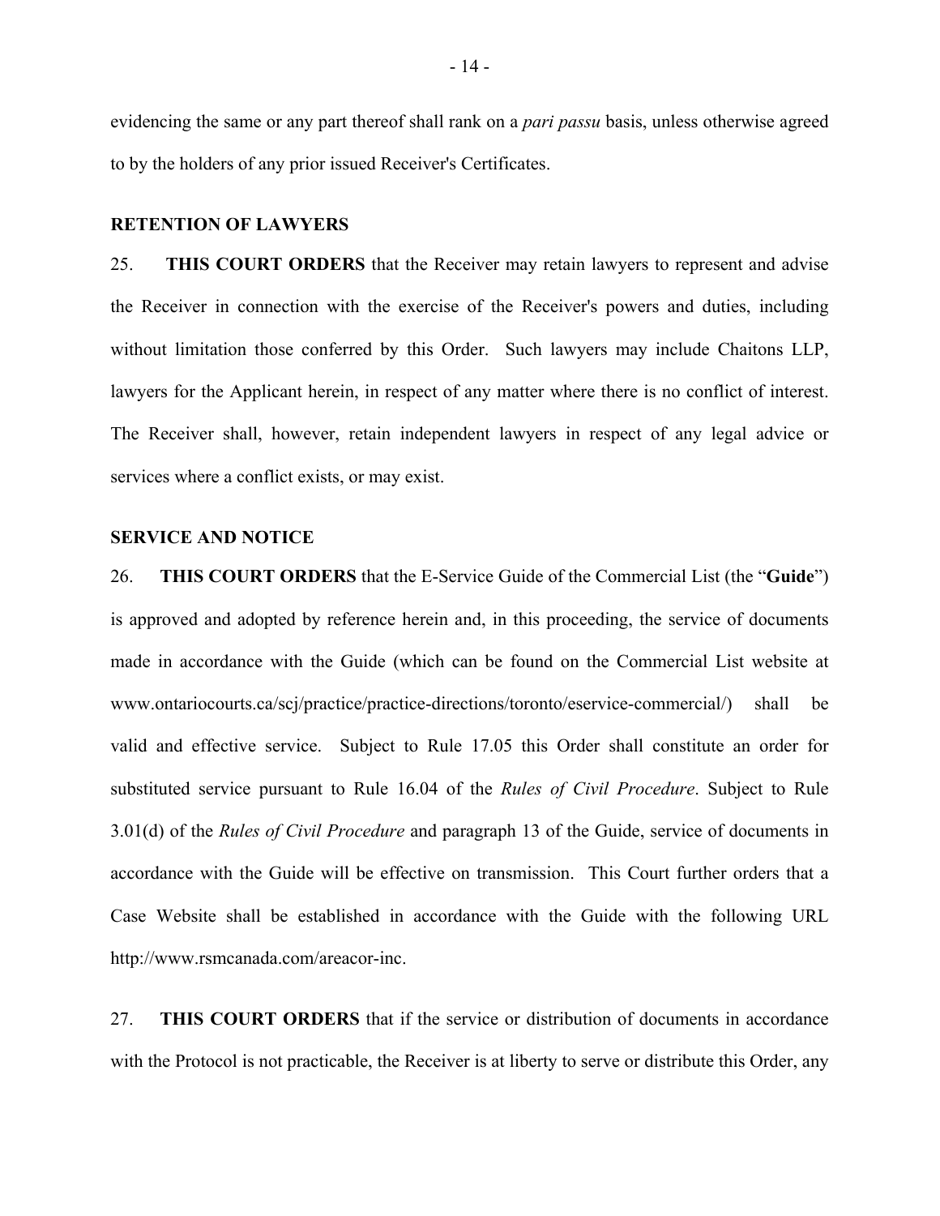evidencing the same or any part thereof shall rank on a *pari passu* basis, unless otherwise agreed to by the holders of any prior issued Receiver's Certificates.

**RETENTION OF LAWYERS**

25. **THIS COURT ORDERS** that the Receiver may retain lawyers to represent and advise the Receiver in connection with the exercise of the Receiver's powers and duties, including without limitation those conferred by this Order. Such lawyers may include Chaitons LLP, lawyers for the Applicant herein, in respect of any matter where there is no conflict of interest. The Receiver shall, however, retain independent lawyers in respect of any legal advice or services where a conflict exists, or may exist.

**SERVICE AND NOTICE**

26. **THIS COURT ORDERS** that the E-Service Guide of the Commercial List (the "**Guide**") is approved and adopted by reference herein and, in this proceeding, the service of documents made in accordance with the Guide (which can be found on the Commercial List website at www.ontariocourts.ca/scj/practice/practice-directions/toronto/eservice-commercial/) shall be valid and effective service. Subject to Rule 17.05 this Order shall constitute an order for substituted service pursuant to Rule 16.04 of the *Rules of Civil Procedure*. Subject to Rule 3.01(d) of the *Rules of Civil Procedure* and paragraph 13 of the Guide, service of documents in accordance with the Guide will be effective on transmission. This Court further orders that a Case Website shall be established in accordance with the Guide with the following URL http://www.rsmcanada.com/areacor-inc.

27. **THIS COURT ORDERS** that if the service or distribution of documents in accordance with the Protocol is not practicable, the Receiver is at liberty to serve or distribute this Order, any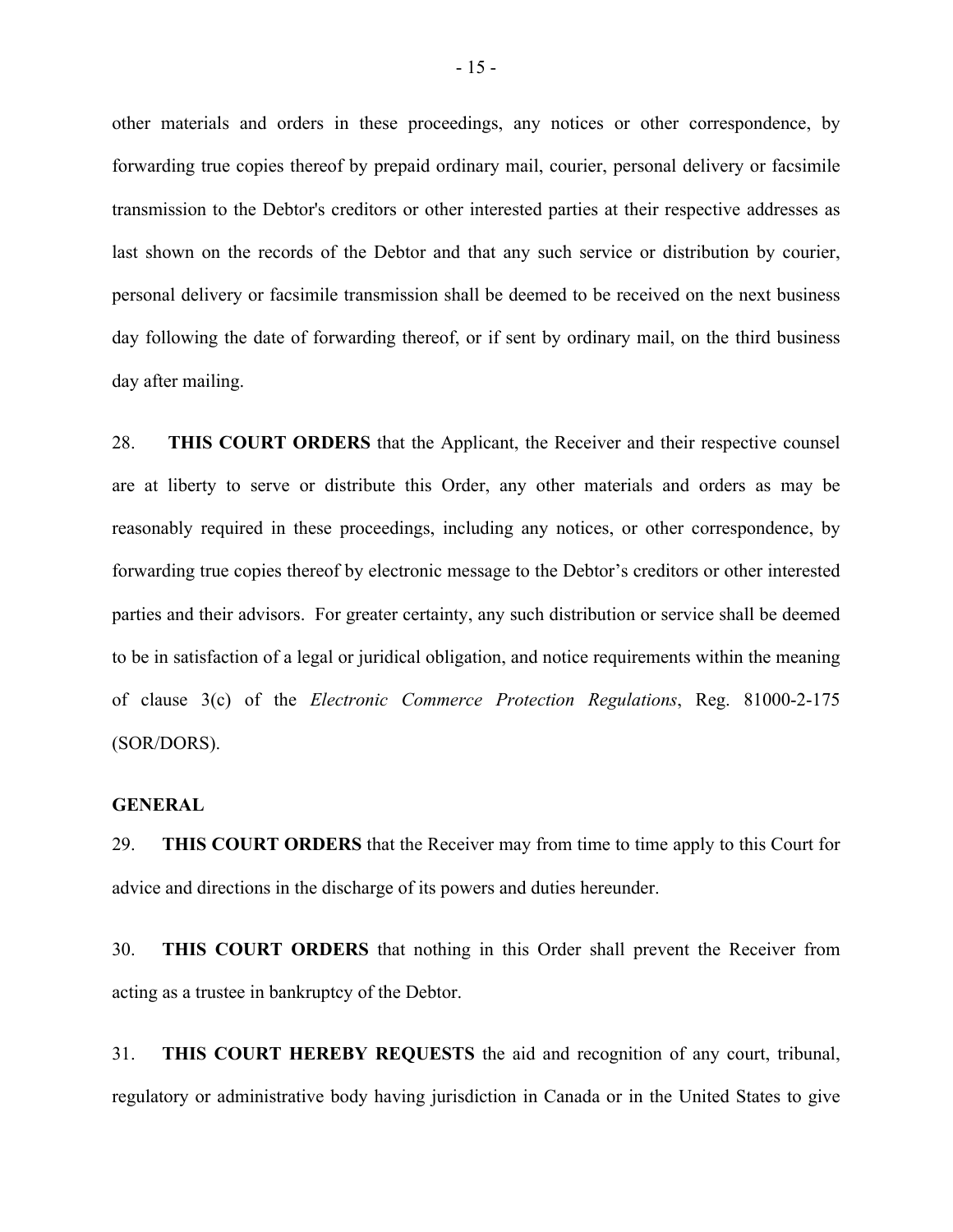other materials and orders in these proceedings, any notices or other correspondence, by forwarding true copies thereof by prepaid ordinary mail, courier, personal delivery or facsimile transmission to the Debtor's creditors or other interested parties at their respective addresses as last shown on the records of the Debtor and that any such service or distribution by courier, personal delivery or facsimile transmission shall be deemed to be received on the next business day following the date of forwarding thereof, or if sent by ordinary mail, on the third business day after mailing.

28. **THIS COURT ORDERS** that the Applicant, the Receiver and their respective counsel are at liberty to serve or distribute this Order, any other materials and orders as may be reasonably required in these proceedings, including any notices, or other correspondence, by forwarding true copies thereof by electronic message to the Debtor's creditors or other interested parties and their advisors. For greater certainty, any such distribution or service shall be deemed to be in satisfaction of a legal or juridical obligation, and notice requirements within the meaning of clause 3(c) of the *Electronic Commerce Protection Regulations*, Reg. 81000-2-175 (SOR/DORS).

**GENERAL**

29. **THIS COURT ORDERS** that the Receiver may from time to time apply to this Court for advice and directions in the discharge of its powers and duties hereunder.

30. **THIS COURT ORDERS** that nothing in this Order shall prevent the Receiver from acting as a trustee in bankruptcy of the Debtor.

31. **THIS COURT HEREBY REQUESTS** the aid and recognition of any court, tribunal, regulatory or administrative body having jurisdiction in Canada or in the United States to give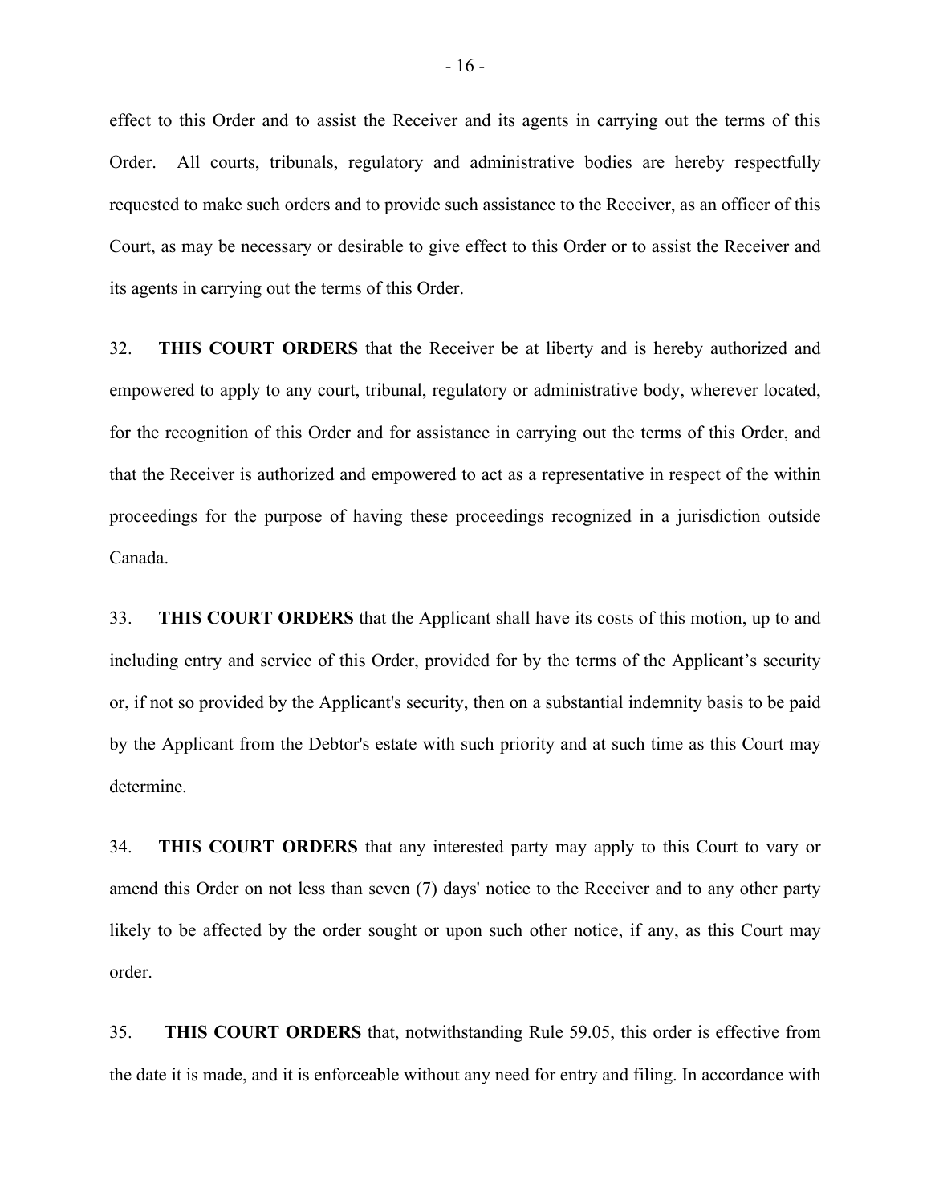effect to this Order and to assist the Receiver and its agents in carrying out the terms of this Order. All courts, tribunals, regulatory and administrative bodies are hereby respectfully requested to make such orders and to provide such assistance to the Receiver, as an officer of this Court, as may be necessary or desirable to give effect to this Order or to assist the Receiver and its agents in carrying out the terms of this Order.

32. **THIS COURT ORDERS** that the Receiver be at liberty and is hereby authorized and empowered to apply to any court, tribunal, regulatory or administrative body, wherever located, for the recognition of this Order and for assistance in carrying out the terms of this Order, and that the Receiver is authorized and empowered to act as a representative in respect of the within proceedings for the purpose of having these proceedings recognized in a jurisdiction outside Canada.

33. **THIS COURT ORDERS** that the Applicant shall have its costs of this motion, up to and including entry and service of this Order, provided for by the terms of the Applicant's security or, if not so provided by the Applicant's security, then on a substantial indemnity basis to be paid by the Applicant from the Debtor's estate with such priority and at such time as this Court may determine.

34. **THIS COURT ORDERS** that any interested party may apply to this Court to vary or amend this Order on not less than seven (7) days' notice to the Receiver and to any other party likely to be affected by the order sought or upon such other notice, if any, as this Court may order.

35. **THIS COURT ORDERS** that, notwithstanding Rule 59.05, this order is effective from the date it is made, and it is enforceable without any need for entry and filing. In accordance with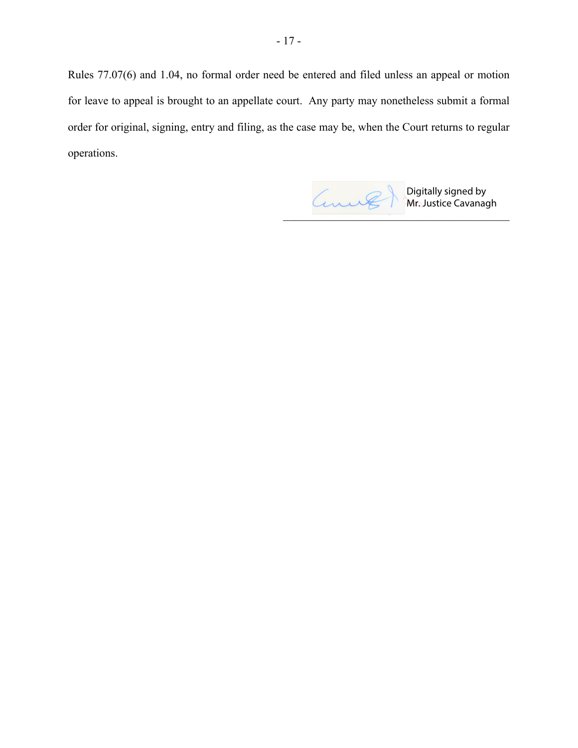Rules 77.07(6) and 1.04, no formal order need be entered and filed unless an appeal or motion for leave to appeal is brought to an appellate court. Any party may nonetheless submit a formal order for original, signing, entry and filing, as the case may be, when the Court returns to regular operations.

Digitally signed by Mr. Justice Cavanagh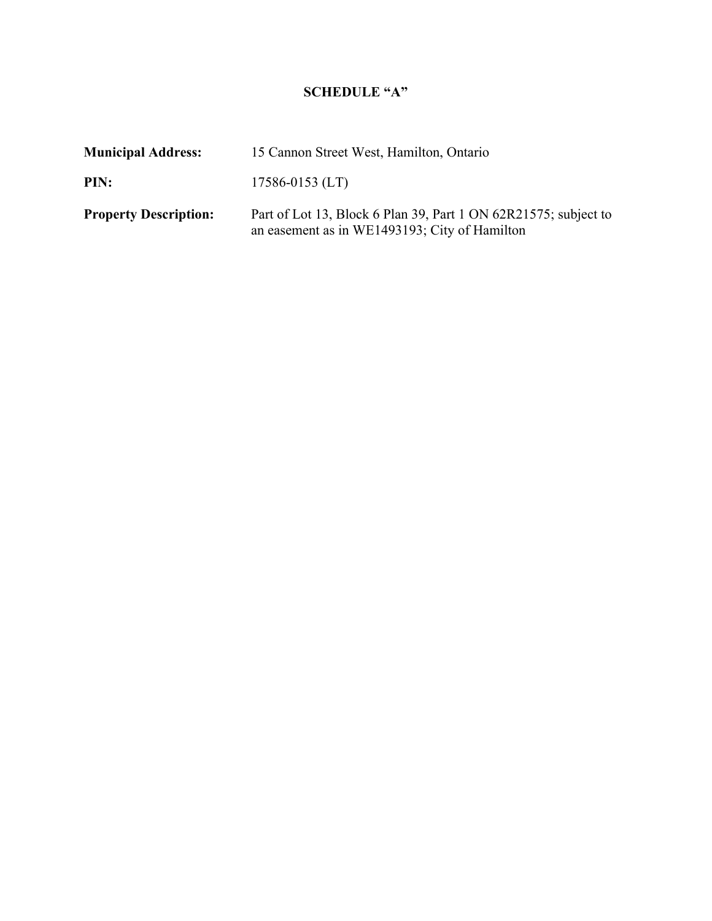# SCHEDULE "A"

**Municipal Address:** 15 Cannon Street West, Hamilton, Ontario

**PIN:** 17586-0153 (LT)

**Property Description:** Part of Lot 13, Block 6 Plan 39, Part 1 ON 62R21575; subject to an easement as in WE1493193; City of Hamilton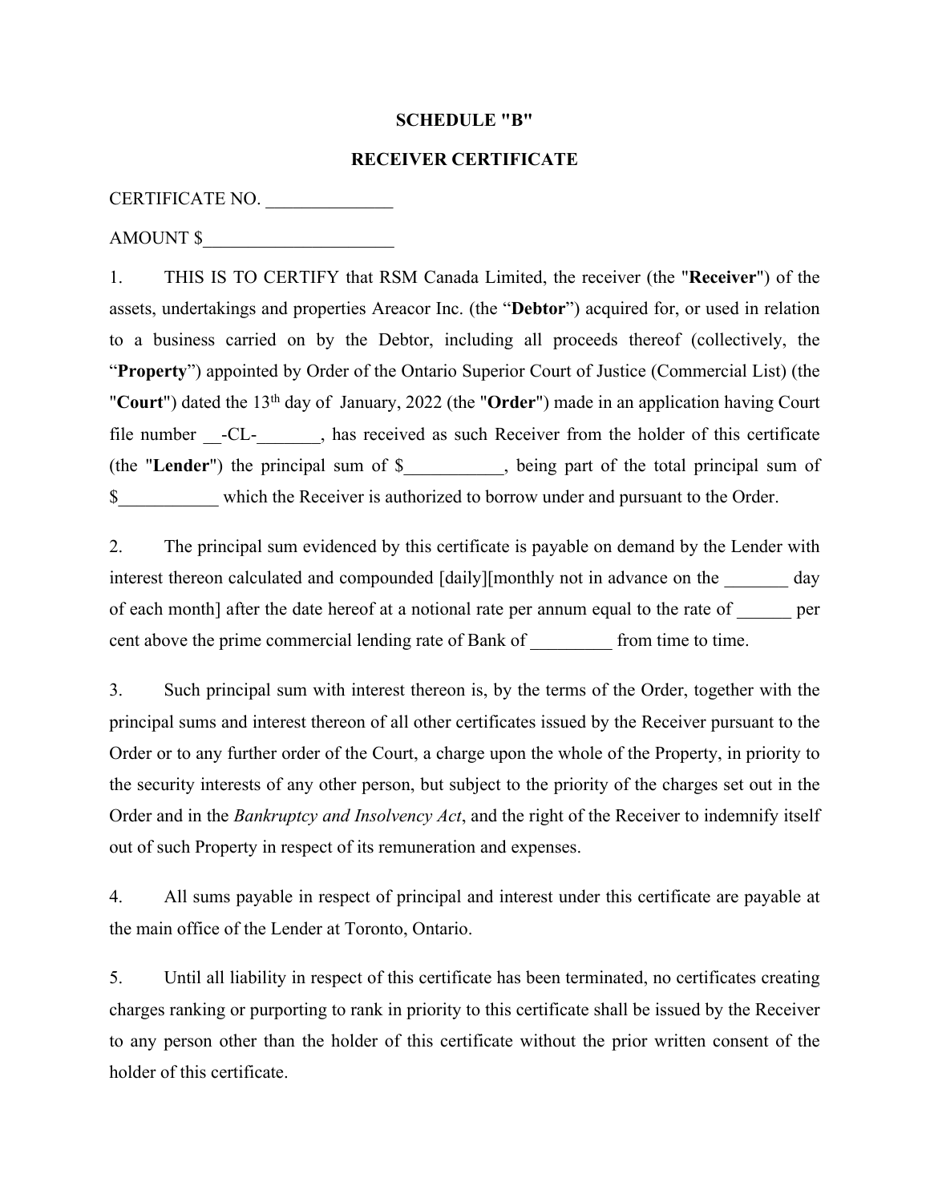**SCHEDULE "B"**

**RECEIVER CERTIFICATE**

CERTIFICATE NO. ______________

AMOUNT $_____________________

1. THIS IS TO CERTIFY that RSM Canada Limited, the receiver (the "**Receiver**") of the assets, undertakings and properties Areacor Inc. (the "**Debtor**") acquired for, or used in relation to a business carried on by the Debtor, including all proceeds thereof (collectively, the "**Property**") appointed by Order of the Ontario Superior Court of Justice (Commercial List) (the "**Court**") dated the 13th day of January, 2022 (the "**Order**") made in an application having Court file number __-CL-_______, has received as such Receiver from the holder of this certificate (the "**Lender**") the principal sum of $___________, being part of the total principal sum of $___________ which the Receiver is authorized to borrow under and pursuant to the Order.

2. The principal sum evidenced by this certificate is payable on demand by the Lender with interest thereon calculated and compounded [daily][monthly not in advance on the _______ day of each month] after the date hereof at a notional rate per annum equal to the rate of ______ per cent above the prime commercial lending rate of Bank of _________ from time to time.

3. Such principal sum with interest thereon is, by the terms of the Order, together with the principal sums and interest thereon of all other certificates issued by the Receiver pursuant to the Order or to any further order of the Court, a charge upon the whole of the Property, in priority to the security interests of any other person, but subject to the priority of the charges set out in the Order and in the *Bankruptcy and Insolvency Act*, and the right of the Receiver to indemnify itself out of such Property in respect of its remuneration and expenses.

4. All sums payable in respect of principal and interest under this certificate are payable at the main office of the Lender at Toronto, Ontario.

5. Until all liability in respect of this certificate has been terminated, no certificates creating charges ranking or purporting to rank in priority to this certificate shall be issued by the Receiver to any person other than the holder of this certificate without the prior written consent of the holder of this certificate.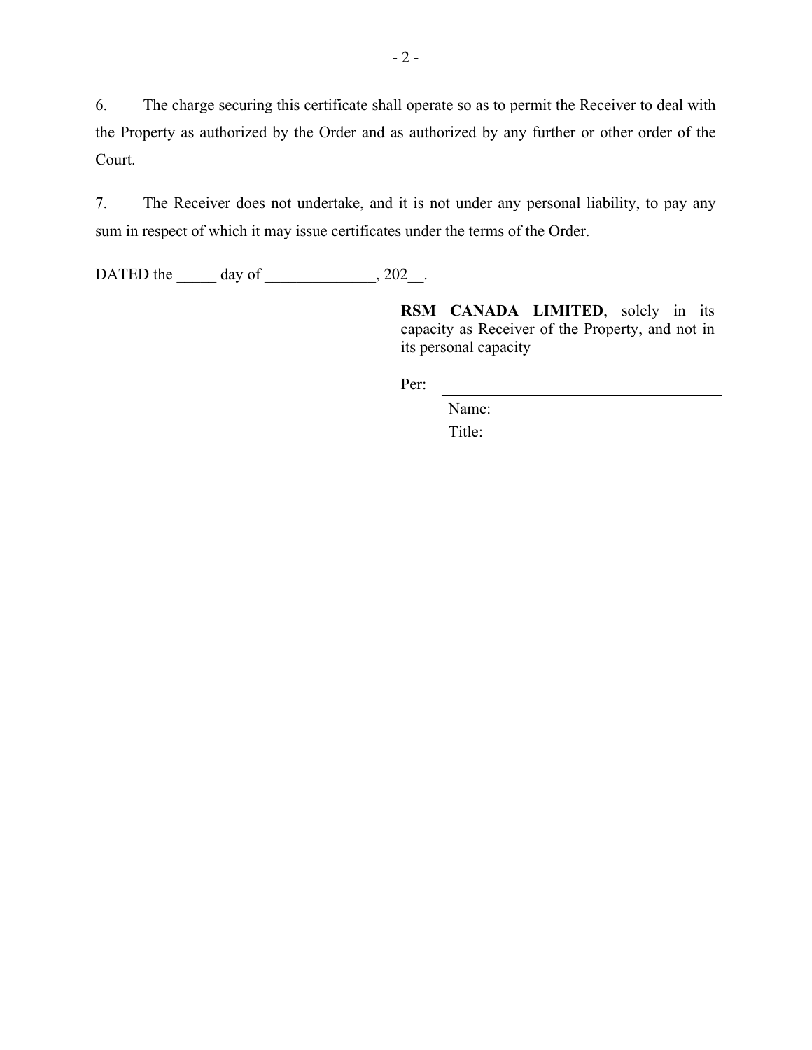6. The charge securing this certificate shall operate so as to permit the Receiver to deal with the Property as authorized by the Order and as authorized by any further or other order of the Court.

7. The Receiver does not undertake, and it is not under any personal liability, to pay any sum in respect of which it may issue certificates under the terms of the Order.

DATED the _____ day of ______________, 202__.

**RSM CANADA LIMITED**, solely in its capacity as Receiver of the Property, and not in its personal capacity

Per: ___________________________________

Name:

Title: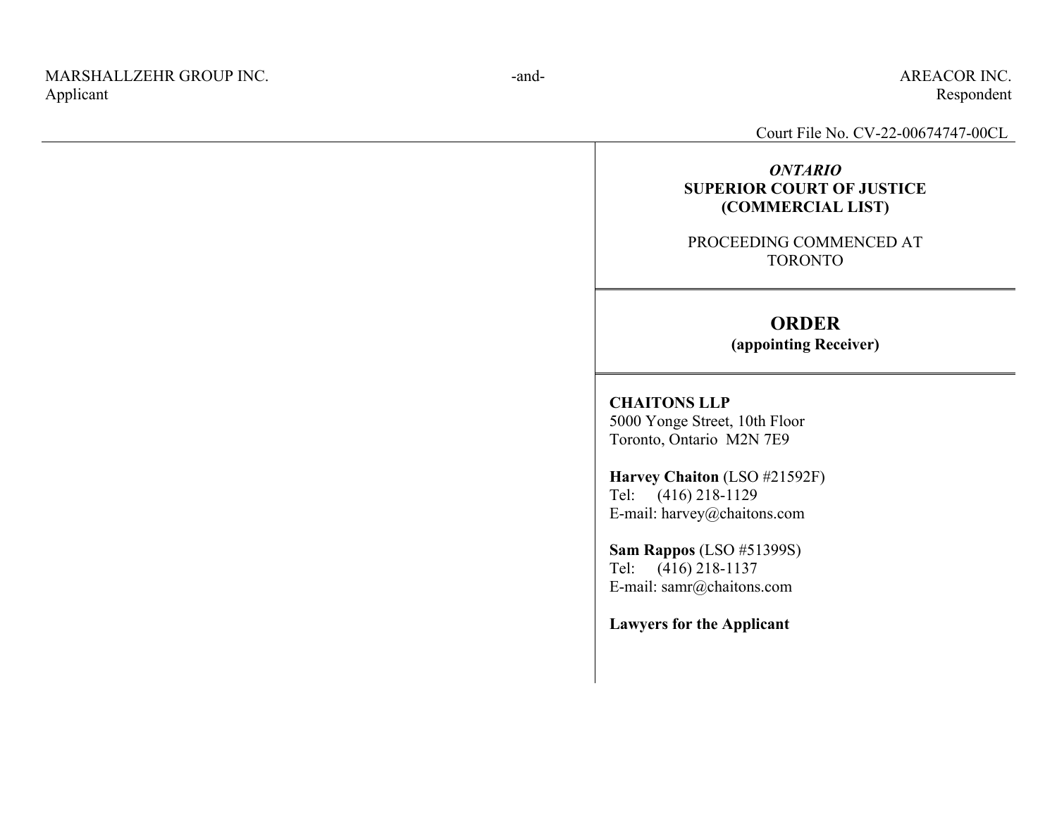MARSHALLZEHR GROUP INC.
Applicant

-and-

AREACOR INC.
Respondent

Court File No. CV-22-00674747-00CL

***ONTARIO***
**SUPERIOR COURT OF JUSTICE**
**(COMMERCIAL LIST)**

PROCEEDING COMMENCED AT
TORONTO

## ORDER
**(appointing Receiver)**

**CHAITONS LLP**
5000 Yonge Street, 10th Floor
Toronto, Ontario M2N 7E9

**Harvey Chaiton** (LSO #21592F)
Tel: (416) 218-1129
E-mail: harvey@chaitons.com

**Sam Rappos** (LSO #51399S)
Tel: (416) 218-1137
E-mail: samr@chaitons.com

**Lawyers for the Applicant**